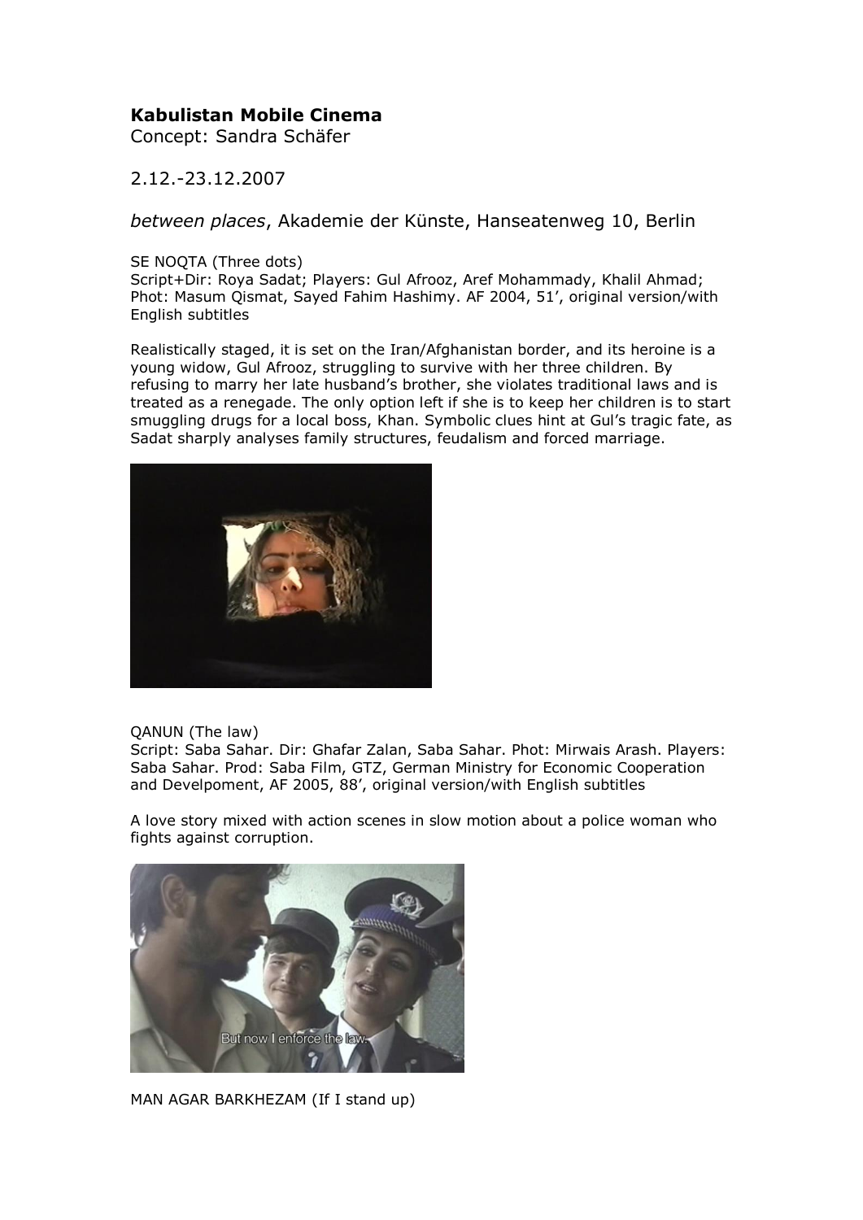**Kabulistan Mobile Cinema**
Concept: Sandra Schäfer

2.12.-23.12.2007

*between places*, Akademie der Künste, Hanseatenweg 10, Berlin

SE NOQTA (Three dots)
Script+Dir: Roya Sadat; Players: Gul Afrooz, Aref Mohammady, Khalil Ahmad; Phot: Masum Qismat, Sayed Fahim Hashimy. AF 2004, 51', original version/with English subtitles

Realistically staged, it is set on the Iran/Afghanistan border, and its heroine is a young widow, Gul Afrooz, struggling to survive with her three children. By refusing to marry her late husband's brother, she violates traditional laws and is treated as a renegade. The only option left if she is to keep her children is to start smuggling drugs for a local boss, Khan. Symbolic clues hint at Gul's tragic fate, as Sadat sharply analyses family structures, feudalism and forced marriage.

QANUN (The law)
Script: Saba Sahar. Dir: Ghafar Zalan, Saba Sahar. Phot: Mirwais Arash. Players: Saba Sahar. Prod: Saba Film, GTZ, German Ministry for Economic Cooperation and Develpoment, AF 2005, 88', original version/with English subtitles

A love story mixed with action scenes in slow motion about a police woman who fights against corruption.

MAN AGAR BARKHEZAM (If I stand up)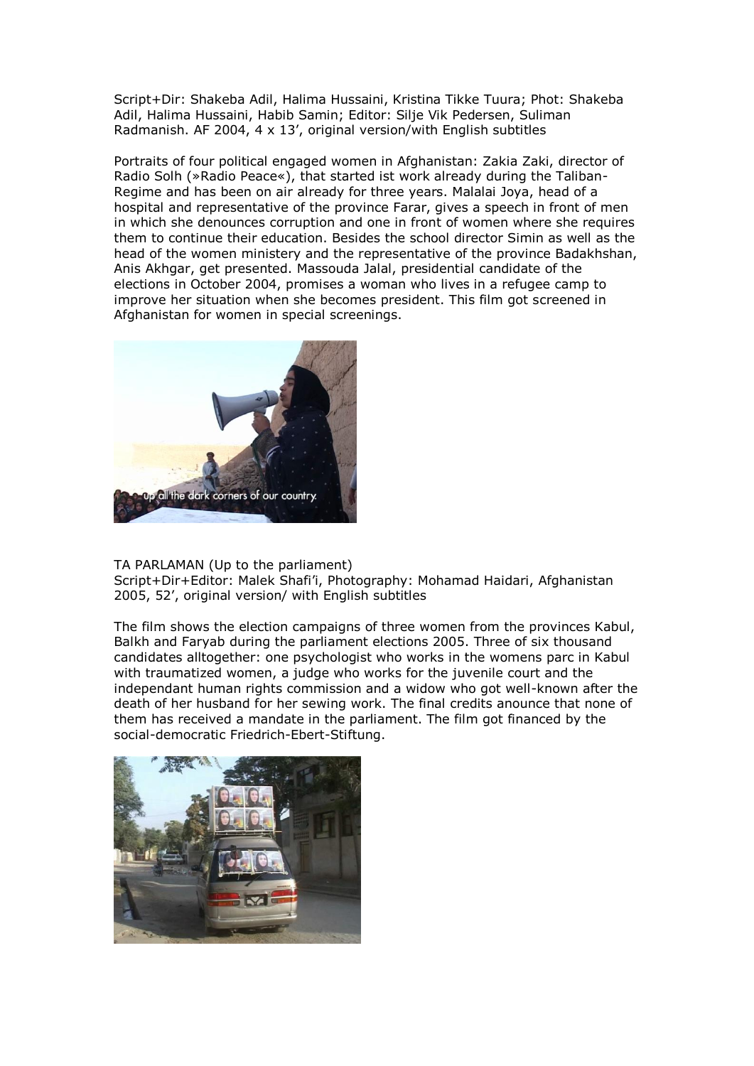Script+Dir: Shakeba Adil, Halima Hussaini, Kristina Tikke Tuura; Phot: Shakeba Adil, Halima Hussaini, Habib Samin; Editor: Silje Vik Pedersen, Suliman Radmanish. AF 2004, 4 x 13', original version/with English subtitles

Portraits of four political engaged women in Afghanistan: Zakia Zaki, director of Radio Solh (»Radio Peace«), that started ist work already during the Taliban-Regime and has been on air already for three years. Malalai Joya, head of a hospital and representative of the province Farar, gives a speech in front of men in which she denounces corruption and one in front of women where she requires them to continue their education. Besides the school director Simin as well as the head of the women ministery and the representative of the province Badakhshan, Anis Akhgar, get presented. Massouda Jalal, presidential candidate of the elections in October 2004, promises a woman who lives in a refugee camp to improve her situation when she becomes president. This film got screened in Afghanistan for women in special screenings.

up all the dark corners of our country.

TA PARLAMAN (Up to the parliament)
Script+Dir+Editor: Malek Shafi'i, Photography: Mohamad Haidari, Afghanistan 2005, 52', original version/ with English subtitles

The film shows the election campaigns of three women from the provinces Kabul, Balkh and Faryab during the parliament elections 2005. Three of six thousand candidates alltogether: one psychologist who works in the womens parc in Kabul with traumatized women, a judge who works for the juvenile court and the independant human rights commission and a widow who got well-known after the death of her husband for her sewing work. The final credits anounce that none of them has received a mandate in the parliament. The film got financed by the social-democratic Friedrich-Ebert-Stiftung.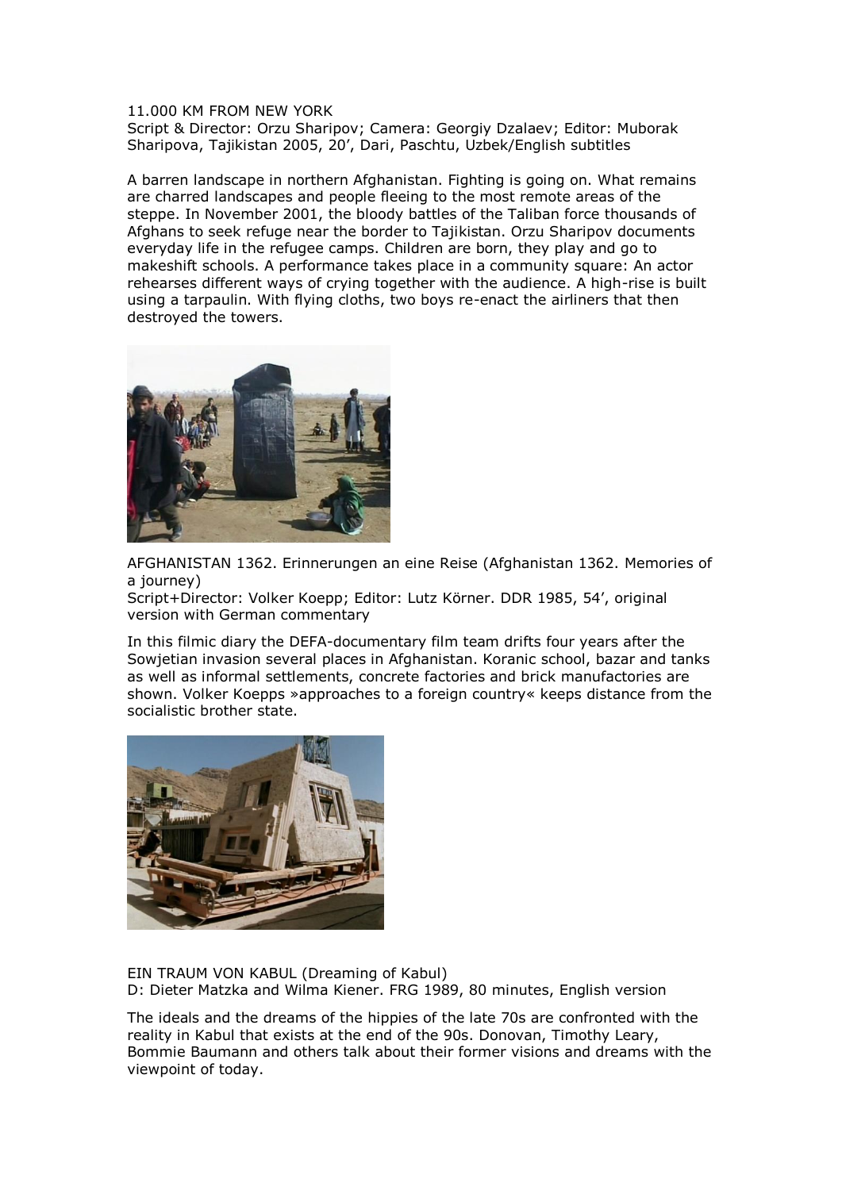11.000 KM FROM NEW YORK

Script & Director: Orzu Sharipov; Camera: Georgiy Dzalaev; Editor: Muborak Sharipova, Tajikistan 2005, 20', Dari, Paschtu, Uzbek/English subtitles

A barren landscape in northern Afghanistan. Fighting is going on. What remains are charred landscapes and people fleeing to the most remote areas of the steppe. In November 2001, the bloody battles of the Taliban force thousands of Afghans to seek refuge near the border to Tajikistan. Orzu Sharipov documents everyday life in the refugee camps. Children are born, they play and go to makeshift schools. A performance takes place in a community square: An actor rehearses different ways of crying together with the audience. A high-rise is built using a tarpaulin. With flying cloths, two boys re-enact the airliners that then destroyed the towers.

AFGHANISTAN 1362. Erinnerungen an eine Reise (Afghanistan 1362. Memories of a journey)

Script+Director: Volker Koepp; Editor: Lutz Körner. DDR 1985, 54', original version with German commentary

In this filmic diary the DEFA-documentary film team drifts four years after the Sowjetian invasion several places in Afghanistan. Koranic school, bazar and tanks as well as informal settlements, concrete factories and brick manufactories are shown. Volker Koepps »approaches to a foreign country« keeps distance from the socialistic brother state.

EIN TRAUM VON KABUL (Dreaming of Kabul)

D: Dieter Matzka and Wilma Kiener. FRG 1989, 80 minutes, English version

The ideals and the dreams of the hippies of the late 70s are confronted with the reality in Kabul that exists at the end of the 90s. Donovan, Timothy Leary, Bommie Baumann and others talk about their former visions and dreams with the viewpoint of today.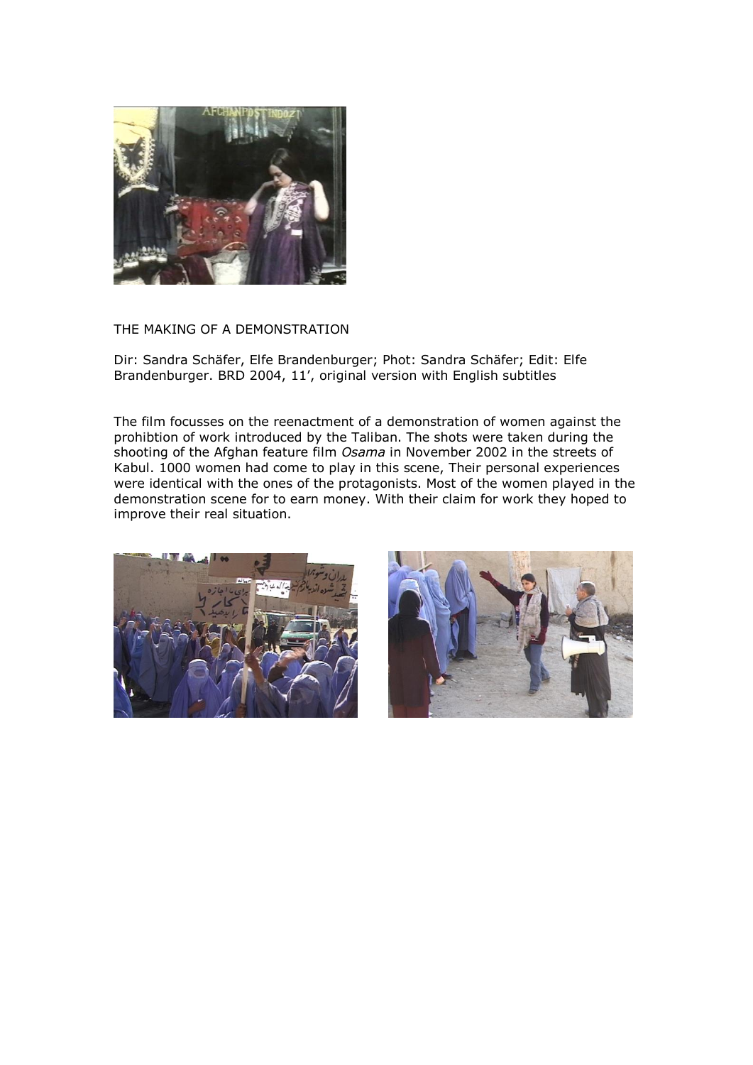THE MAKING OF A DEMONSTRATION

Dir: Sandra Schäfer, Elfe Brandenburger; Phot: Sandra Schäfer; Edit: Elfe Brandenburger. BRD 2004, 11', original version with English subtitles

The film focusses on the reenactment of a demonstration of women against the prohibtion of work introduced by the Taliban. The shots were taken during the shooting of the Afghan feature film *Osama* in November 2002 in the streets of Kabul. 1000 women had come to play in this scene, Their personal experiences were identical with the ones of the protagonists. Most of the women played in the demonstration scene for to earn money. With their claim for work they hoped to improve their real situation.